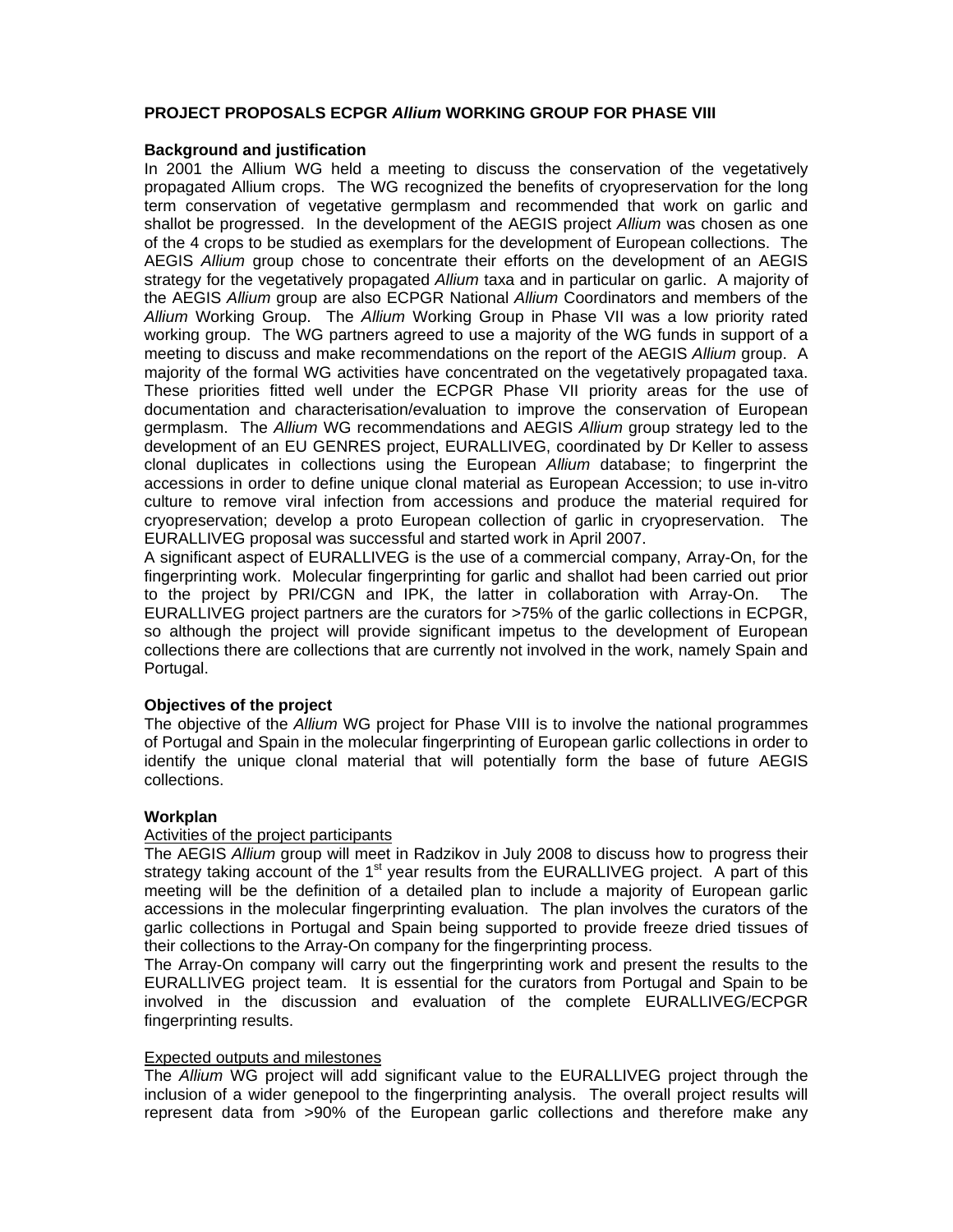**PROJECT PROPOSALS ECPGR *Allium* WORKING GROUP FOR PHASE VIII**

**Background and justification**

In 2001 the Allium WG held a meeting to discuss the conservation of the vegetatively propagated Allium crops. The WG recognized the benefits of cryopreservation for the long term conservation of vegetative germplasm and recommended that work on garlic and shallot be progressed. In the development of the AEGIS project *Allium* was chosen as one of the 4 crops to be studied as exemplars for the development of European collections. The AEGIS *Allium* group chose to concentrate their efforts on the development of an AEGIS strategy for the vegetatively propagated *Allium* taxa and in particular on garlic. A majority of the AEGIS *Allium* group are also ECPGR National *Allium* Coordinators and members of the *Allium* Working Group. The *Allium* Working Group in Phase VII was a low priority rated working group. The WG partners agreed to use a majority of the WG funds in support of a meeting to discuss and make recommendations on the report of the AEGIS *Allium* group. A majority of the formal WG activities have concentrated on the vegetatively propagated taxa. These priorities fitted well under the ECPGR Phase VII priority areas for the use of documentation and characterisation/evaluation to improve the conservation of European germplasm. The *Allium* WG recommendations and AEGIS *Allium* group strategy led to the development of an EU GENRES project, EURALLIVEG, coordinated by Dr Keller to assess clonal duplicates in collections using the European *Allium* database; to fingerprint the accessions in order to define unique clonal material as European Accession; to use in-vitro culture to remove viral infection from accessions and produce the material required for cryopreservation; develop a proto European collection of garlic in cryopreservation. The EURALLIVEG proposal was successful and started work in April 2007.

A significant aspect of EURALLIVEG is the use of a commercial company, Array-On, for the fingerprinting work. Molecular fingerprinting for garlic and shallot had been carried out prior to the project by PRI/CGN and IPK, the latter in collaboration with Array-On. The EURALLIVEG project partners are the curators for >75% of the garlic collections in ECPGR, so although the project will provide significant impetus to the development of European collections there are collections that are currently not involved in the work, namely Spain and Portugal.

**Objectives of the project**

The objective of the *Allium* WG project for Phase VIII is to involve the national programmes of Portugal and Spain in the molecular fingerprinting of European garlic collections in order to identify the unique clonal material that will potentially form the base of future AEGIS collections.

**Workplan**

Activities of the project participants

The AEGIS *Allium* group will meet in Radzikov in July 2008 to discuss how to progress their strategy taking account of the 1st year results from the EURALLIVEG project. A part of this meeting will be the definition of a detailed plan to include a majority of European garlic accessions in the molecular fingerprinting evaluation. The plan involves the curators of the garlic collections in Portugal and Spain being supported to provide freeze dried tissues of their collections to the Array-On company for the fingerprinting process.

The Array-On company will carry out the fingerprinting work and present the results to the EURALLIVEG project team. It is essential for the curators from Portugal and Spain to be involved in the discussion and evaluation of the complete EURALLIVEG/ECPGR fingerprinting results.

Expected outputs and milestones

The *Allium* WG project will add significant value to the EURALLIVEG project through the inclusion of a wider genepool to the fingerprinting analysis. The overall project results will represent data from >90% of the European garlic collections and therefore make any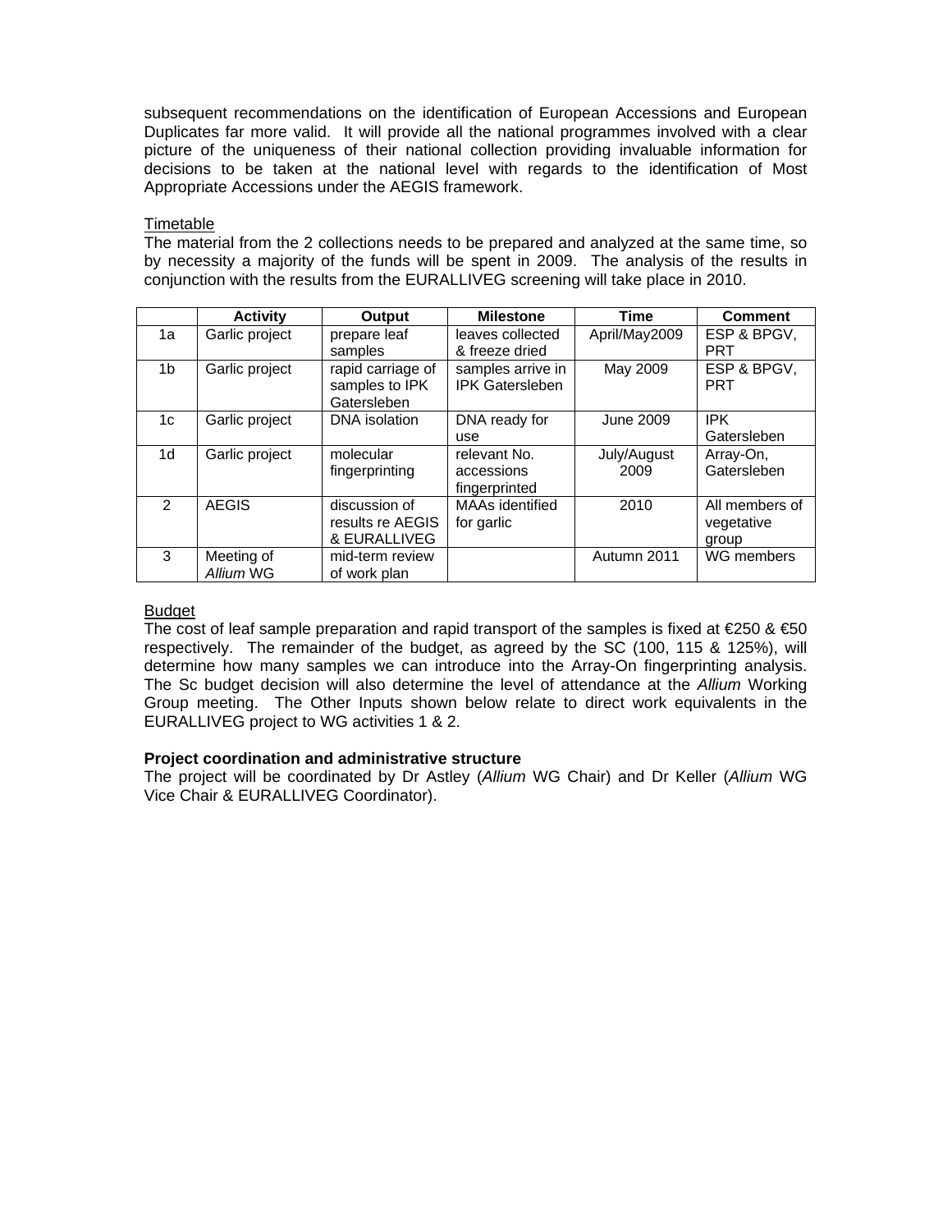subsequent recommendations on the identification of European Accessions and European Duplicates far more valid. It will provide all the national programmes involved with a clear picture of the uniqueness of their national collection providing invaluable information for decisions to be taken at the national level with regards to the identification of Most Appropriate Accessions under the AEGIS framework.

Timetable

The material from the 2 collections needs to be prepared and analyzed at the same time, so by necessity a majority of the funds will be spent in 2009. The analysis of the results in conjunction with the results from the EURALLIVEG screening will take place in 2010.

| | Activity | Output | Milestone | Time | Comment |
|---|---|---|---|---|---|
| 1a | Garlic project | prepare leaf samples | leaves collected & freeze dried | April/May2009 | ESP & BPGV, PRT |
| 1b | Garlic project | rapid carriage of samples to IPK Gatersleben | samples arrive in IPK Gatersleben | May 2009 | ESP & BPGV, PRT |
| 1c | Garlic project | DNA isolation | DNA ready for use | June 2009 | IPK Gatersleben |
| 1d | Garlic project | molecular fingerprinting | relevant No. accessions fingerprinted | July/August 2009 | Array-On, Gatersleben |
| 2 | AEGIS | discussion of results re AEGIS & EURALLIVEG | MAAs identified for garlic | 2010 | All members of vegetative group |
| 3 | Meeting of *Allium* WG | mid-term review of work plan | | Autumn 2011 | WG members |

Budget

The cost of leaf sample preparation and rapid transport of the samples is fixed at €250 & €50 respectively. The remainder of the budget, as agreed by the SC (100, 115 & 125%), will determine how many samples we can introduce into the Array-On fingerprinting analysis. The Sc budget decision will also determine the level of attendance at the *Allium* Working Group meeting. The Other Inputs shown below relate to direct work equivalents in the EURALLIVEG project to WG activities 1 & 2.

**Project coordination and administrative structure**

The project will be coordinated by Dr Astley (*Allium* WG Chair) and Dr Keller (*Allium* WG Vice Chair & EURALLIVEG Coordinator).